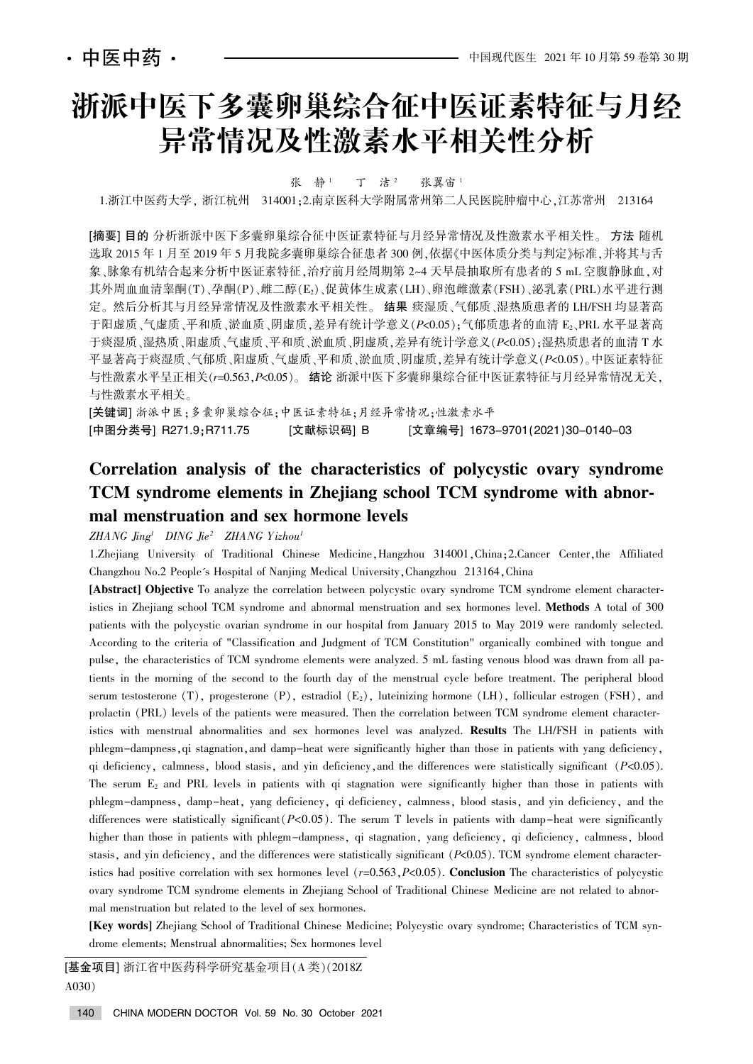# 浙派中医下多囊卵巢综合征中医证素特征与月经异常情况及性激素水平相关性分析

张 静[1] 丁 洁[2] 张翼宙[1]

1.浙江中医药大学，浙江杭州 314001；2.南京医科大学附属常州第二人民医院肿瘤中心，江苏常州 213164

**[摘要] 目的** 分析浙派中医下多囊卵巢综合征中医证素特征与月经异常情况及性激素水平相关性。**方法** 随机选取 2015 年 1 月至 2019 年 5 月我院多囊卵巢综合征患者 300 例，依据《中医体质分类与判定》标准，并将其与舌象、脉象有机结合起来分析中医证素特征，治疗前月经周期第 2~4 天早晨抽取所有患者的 5 mL 空腹静脉血，对其外周血血清睾酮(T)、孕酮(P)、雌二醇($E_2$)、促黄体生成素(LH)、卵泡雌激素(FSH)、泌乳素(PRL)水平进行测定。然后分析其与月经异常情况及性激素水平相关性。**结果** 痰湿质、气郁质、湿热质患者的 LH/FSH 均显著高于阳虚质、气虚质、平和质、淤血质、阴虚质，差异有统计学意义($P<0.05$)；气郁质患者的血清 $E_2$、PRL 水平显著高于痰湿质、湿热质、阳虚质、气虚质、平和质、淤血质、阴虚质，差异有统计学意义($P<0.05$)；湿热质患者的血清 T 水平显著高于痰湿质、气郁质、阳虚质、气虚质、平和质、淤血质、阴虚质，差异有统计学意义($P<0.05$)。中医证素特征与性激素水平呈正相关($r=0.563$，$P<0.05$)。**结论** 浙派中医下多囊卵巢综合征中医证素特征与月经异常情况无关，与性激素水平相关。

**[关键词]** 浙派中医；多囊卵巢综合征；中医证素特征；月经异常情况；性激素水平

**[中图分类号]** R271.9；R711.75 **[文献标识码]** B **[文章编号]** 1673-9701(2021)30-0140-03

## Correlation analysis of the characteristics of polycystic ovary syndrome TCM syndrome elements in Zhejiang school TCM syndrome with abnormal menstruation and sex hormone levels

*ZHANG Jing[1] DING Jie[2] ZHANG Yizhou[1]*

1.Zhejiang University of Traditional Chinese Medicine, Hangzhou 314001, China; 2.Cancer Center, the Affiliated Changzhou No.2 People's Hospital of Nanjing Medical University, Changzhou 213164, China

**[Abstract] Objective** To analyze the correlation between polycystic ovary syndrome TCM syndrome element characteristics in Zhejiang school TCM syndrome and abnormal menstruation and sex hormones level. **Methods** A total of 300 patients with the polycystic ovarian syndrome in our hospital from January 2015 to May 2019 were randomly selected. According to the criteria of "Classification and Judgment of TCM Constitution" organically combined with tongue and pulse, the characteristics of TCM syndrome elements were analyzed. 5 mL fasting venous blood was drawn from all patients in the morning of the second to the fourth day of the menstrual cycle before treatment. The peripheral blood serum testosterone (T), progesterone (P), estradiol ($E_2$), luteinizing hormone (LH), follicular estrogen (FSH), and prolactin (PRL) levels of the patients were measured. Then the correlation between TCM syndrome element characteristics with menstrual abnormalities and sex hormones level was analyzed. **Results** The LH/FSH in patients with phlegm-dampness, qi stagnation, and damp-heat were significantly higher than those in patients with yang deficiency, qi deficiency, calmness, blood stasis, and yin deficiency, and the differences were statistically significant ($P<0.05$). The serum $E_2$ and PRL levels in patients with qi stagnation were significantly higher than those in patients with phlegm-dampness, damp-heat, yang deficiency, qi deficiency, calmness, blood stasis, and yin deficiency, and the differences were statistically significant($P<0.05$). The serum T levels in patients with damp-heat were significantly higher than those in patients with phlegm-dampness, qi stagnation, yang deficiency, qi deficiency, calmness, blood stasis, and yin deficiency, and the differences were statistically significant ($P<0.05$). TCM syndrome element characteristics had positive correlation with sex hormones level ($r=0.563$, $P<0.05$). **Conclusion** The characteristics of polycystic ovary syndrome TCM syndrome elements in Zhejiang School of Traditional Chinese Medicine are not related to abnormal menstruation but related to the level of sex hormones.

**[Key words]** Zhejiang School of Traditional Chinese Medicine; Polycystic ovary syndrome; Characteristics of TCM syndrome elements; Menstrual abnormalities; Sex hormones level

**[基金项目]** 浙江省中医药科学研究基金项目(A 类)(2018ZA030)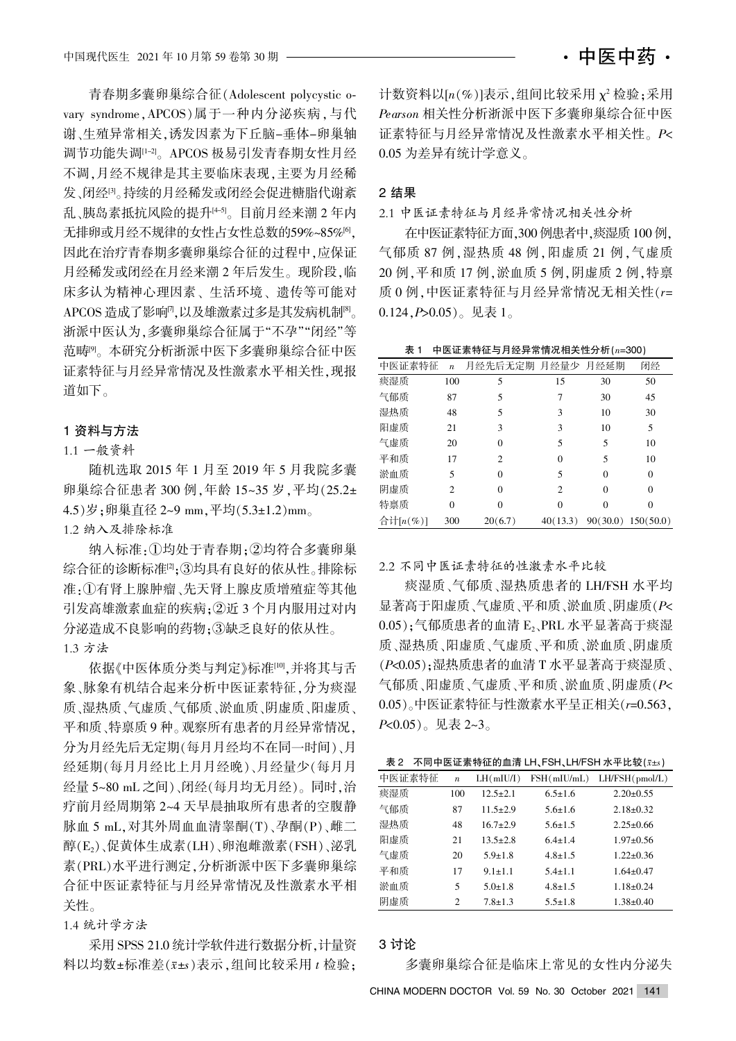青春期多囊卵巢综合征(Adolescent polycystic ovary syndrome，APCOS)属于一种内分泌疾病，与代谢、生殖异常相关，诱发因素为下丘脑-垂体-卵巢轴调节功能失调[1-2]。APCOS 极易引发青春期女性月经不调，月经不规律是其主要临床表现，主要为月经稀发、闭经[3]。持续的月经稀发或闭经会促进糖脂代谢紊乱、胰岛素抵抗风险的提升[4-5]。目前月经来潮 2 年内无排卵或月经不规律的女性占女性总数的59%~85%[6]，因此在治疗青春期多囊卵巢综合征的过程中，应保证月经稀发或闭经在月经来潮 2 年后发生。现阶段，临床多认为精神心理因素、生活环境、遗传等可能对APCOS 造成了影响[7]，以及雄激素过多是其发病机制[8]。浙派中医认为，多囊卵巢综合征属于"不孕""闭经"等范畴[9]。本研究分析浙派中医下多囊卵巢综合征中医证素特征与月经异常情况及性激素水平相关性，现报道如下。

## 1 资料与方法

### 1.1 一般资料

随机选取 2015 年 1 月至 2019 年 5 月我院多囊卵巢综合征患者 300 例，年龄 15~35 岁，平均(25.2±4.5)岁；卵巢直径 2~9 mm，平均(5.3±1.2)mm。

### 1.2 纳入及排除标准

纳入标准：①均处于青春期；②均符合多囊卵巢综合征的诊断标准[2]；③均具有良好的依从性。排除标准：①有肾上腺肿瘤、先天肾上腺皮质增殖症等其他引发高雄激素血症的疾病；②近 3 个月内服用过对内分泌造成不良影响的药物；③缺乏良好的依从性。

### 1.3 方法

依据《中医体质分类与判定》标准[10]，并将其与舌象、脉象有机结合起来分析中医证素特征，分为痰湿质、湿热质、气虚质、气郁质、淤血质、阴虚质、阳虚质、平和质、特禀质 9 种。观察所有患者的月经异常情况，分为月经先后无定期(每月月经均不在同一时间)、月经延期(每月月经比上月月经晚)、月经量少(每月月经量 5~80 mL 之间)、闭经(每月均无月经)。同时，治疗前月经周期第 2~4 天早晨抽取所有患者的空腹静脉血 5 mL，对其外周血血清睾酮(T)、孕酮(P)、雌二醇($E_2$)、促黄体生成素(LH)、卵泡雌激素(FSH)、泌乳素(PRL)水平进行测定，分析浙派中医下多囊卵巢综合征中医证素特征与月经异常情况及性激素水平相关性。

### 1.4 统计学方法

采用 SPSS 21.0 统计学软件进行数据分析，计量资料以均数±标准差($\bar{x}\pm s$)表示，组间比较采用 $t$ 检验；计数资料以[$n$(%)]表示，组间比较采用 $\chi^2$ 检验；采用 *Pearson* 相关性分析浙派中医下多囊卵巢综合征中医证素特征与月经异常情况及性激素水平相关性。$P<0.05$ 为差异有统计学意义。

## 2 结果

### 2.1 中医证素特征与月经异常情况相关性分析

在中医证素特征方面，300 例患者中，痰湿质 100 例，气郁质 87 例，湿热质 48 例，阳虚质 21 例，气虚质 20 例，平和质 17 例，淤血质 5 例，阴虚质 2 例，特禀质 0 例，中医证素特征与月经异常情况无相关性($r$=0.124，$P$>0.05)。见表 1。

表 1　中医证素特征与月经异常情况相关性分析($n$=300)

| 中医证素特征 | $n$ | 月经先后无定期 | 月经量少 | 月经延期 | 闭经 |
|---|---|---|---|---|---|
| 痰湿质 | 100 | 5 | 15 | 30 | 50 |
| 气郁质 | 87 | 5 | 7 | 30 | 45 |
| 湿热质 | 48 | 5 | 3 | 10 | 30 |
| 阳虚质 | 21 | 3 | 3 | 10 | 5 |
| 气虚质 | 20 | 0 | 5 | 5 | 10 |
| 平和质 | 17 | 2 | 0 | 5 | 10 |
| 淤血质 | 5 | 0 | 5 | 0 | 0 |
| 阴虚质 | 2 | 0 | 2 | 0 | 0 |
| 特禀质 | 0 | 0 | 0 | 0 | 0 |
| 合计[$n$(%)] | 300 | 20(6.7) | 40(13.3) | 90(30.0) | 150(50.0) |

### 2.2 不同中医证素特征的性激素水平比较

痰湿质、气郁质、湿热质患者的 LH/FSH 水平均显著高于阳虚质、气虚质、平和质、淤血质、阴虚质($P$<0.05)；气郁质患者的血清 $E_2$、PRL 水平显著高于痰湿质、湿热质、阳虚质、气虚质、平和质、淤血质、阴虚质($P$<0.05)；湿热质患者的血清 T 水平显著高于痰湿质、气郁质、阳虚质、气虚质、平和质、淤血质、阴虚质($P$<0.05)。中医证素特征与性激素水平呈正相关($r$=0.563，$P$<0.05)。见表 2~3。

表 2　不同中医证素特征的血清 LH、FSH、LH/FSH 水平比较($\bar{x}\pm s$)

| 中医证素特征 | $n$ | LH(mIU/l) | FSH(mIU/mL) | LH/FSH(pmol/L) |
|---|---|---|---|---|
| 痰湿质 | 100 | 12.5±2.1 | 6.5±1.6 | 2.20±0.55 |
| 气郁质 | 87 | 11.5±2.9 | 5.6±1.6 | 2.18±0.32 |
| 湿热质 | 48 | 16.7±2.9 | 5.6±1.5 | 2.25±0.66 |
| 阳虚质 | 21 | 13.5±2.8 | 6.4±1.4 | 1.97±0.56 |
| 气虚质 | 20 | 5.9±1.8 | 4.8±1.5 | 1.22±0.36 |
| 平和质 | 17 | 9.1±1.1 | 5.4±1.1 | 1.64±0.47 |
| 淤血质 | 5 | 5.0±1.8 | 4.8±1.5 | 1.18±0.24 |
| 阴虚质 | 2 | 7.8±1.3 | 5.5±1.8 | 1.38±0.40 |

## 3 讨论

多囊卵巢综合征是临床上常见的女性内分泌失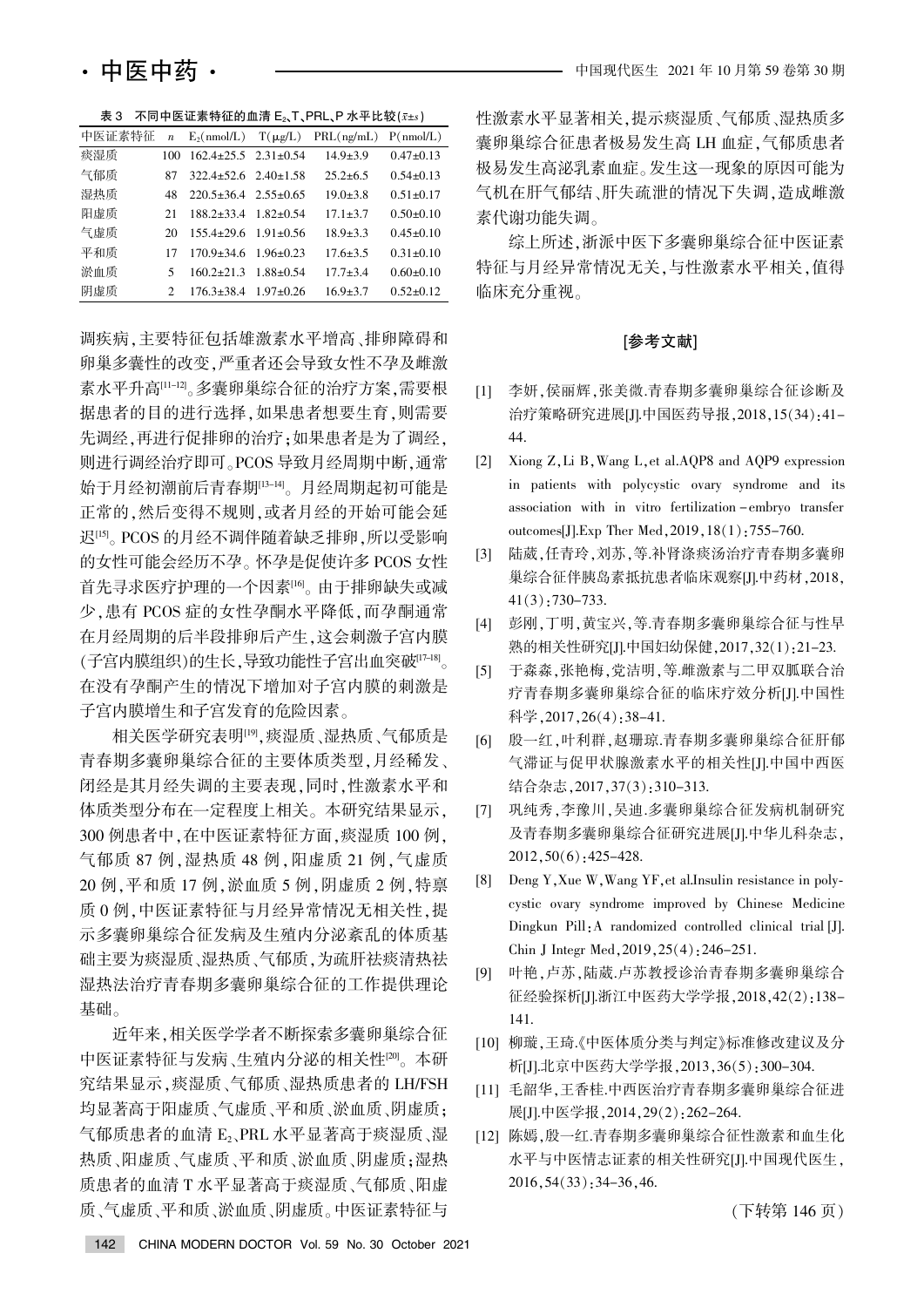表 3　不同中医证素特征的血清 $E_2$、T、PRL、P 水平比较($\bar{x}\pm s$)

| 中医证素特征 | n | $E_2$(nmol/L) | T(μg/L) | PRL(ng/mL) | P(nmol/L) |
|---|---|---|---|---|---|
| 痰湿质 | 100 | 162.4±25.5 | 2.31±0.54 | 14.9±3.9 | 0.47±0.13 |
| 气郁质 | 87 | 322.4±52.6 | 2.40±1.58 | 25.2±6.5 | 0.54±0.13 |
| 湿热质 | 48 | 220.5±36.4 | 2.55±0.65 | 19.0±3.8 | 0.51±0.17 |
| 阳虚质 | 21 | 188.2±33.4 | 1.82±0.54 | 17.1±3.7 | 0.50±0.10 |
| 气虚质 | 20 | 155.4±29.6 | 1.91±0.56 | 18.9±3.3 | 0.45±0.10 |
| 平和质 | 17 | 170.9±34.6 | 1.96±0.23 | 17.6±3.5 | 0.31±0.10 |
| 淤血质 | 5 | 160.2±21.3 | 1.88±0.54 | 17.7±3.4 | 0.60±0.10 |
| 阴虚质 | 2 | 176.3±38.4 | 1.97±0.26 | 16.9±3.7 | 0.52±0.12 |

调疾病，主要特征包括雄激素水平增高、排卵障碍和卵巢多囊性的改变，严重者还会导致女性不孕及雌激素水平升高[11-12]。多囊卵巢综合征的治疗方案，需要根据患者的目的进行选择，如果患者想要生育，则需要先调经，再进行促排卵的治疗；如果患者是为了调经，则进行调经治疗即可。PCOS 导致月经周期中断，通常始于月经初潮前后青春期[13-14]。月经周期起初可能是正常的，然后变得不规则，或者月经的开始可能会延迟[15]。PCOS 的月经不调伴随着缺乏排卵，所以受影响的女性可能会经历不孕。怀孕是促使许多 PCOS 女性首先寻求医疗护理的一个因素[16]。由于排卵缺失或减少，患有 PCOS 症的女性孕酮水平降低，而孕酮通常在月经周期的后半段排卵后产生，这会刺激子宫内膜(子宫内膜组织)的生长，导致功能性子宫出血突破[17-18]。在没有孕酮产生的情况下增加对子宫内膜的刺激是子宫内膜增生和子宫发育的危险因素。

相关医学研究表明[19]，痰湿质、湿热质、气郁质是青春期多囊卵巢综合征的主要体质类型，月经稀发、闭经是其月经失调的主要表现，同时，性激素水平和体质类型分布在一定程度上相关。本研究结果显示，300 例患者中，在中医证素特征方面，痰湿质 100 例，气郁质 87 例，湿热质 48 例，阳虚质 21 例，气虚质 20 例，平和质 17 例，淤血质 5 例，阴虚质 2 例，特禀质 0 例，中医证素特征与月经异常情况无相关性，提示多囊卵巢综合征发病及生殖内分泌紊乱的体质基础主要为痰湿质、湿热质、气郁质，为疏肝祛痰清热祛湿法治疗青春期多囊卵巢综合征的工作提供理论基础。

近年来，相关医学学者不断探索多囊卵巢综合征中医证素特征与发病、生殖内分泌的相关性[20]。本研究结果显示，痰湿质、气郁质、湿热质患者的 LH/FSH 均显著高于阳虚质、气虚质、平和质、淤血质、阴虚质；气郁质患者的血清 $E_2$、PRL 水平显著高于痰湿质、湿热质、阳虚质、气虚质、平和质、淤血质、阴虚质；湿热质患者的血清 T 水平显著高于痰湿质、气郁质、阳虚质、气虚质、平和质、淤血质、阴虚质。中医证素特征与性激素水平显著相关，提示痰湿质、气郁质、湿热质多囊卵巢综合征患者极易发生高 LH 血症，气郁质患者极易发生高泌乳素血症。发生这一现象的原因可能为气机在肝气郁结、肝失疏泄的情况下失调，造成雌激素代谢功能失调。

综上所述，浙派中医下多囊卵巢综合征中医证素特征与月经异常情况无关，与性激素水平相关，值得临床充分重视。

## [参考文献]

[1] 李妍，侯丽辉，张美微.青春期多囊卵巢综合征诊断及治疗策略研究进展[J].中国医药导报，2018，15(34)：41-44.

[2] Xiong Z，Li B，Wang L，et al.AQP8 and AQP9 expression in patients with polycystic ovary syndrome and its association with in vitro fertilization-embryo transfer outcomes[J].Exp Ther Med，2019，18(1)：755-760.

[3] 陆葳，任青玲，刘苏，等.补肾涤痰汤治疗青春期多囊卵巢综合征伴胰岛素抵抗患者临床观察[J].中药材，2018，41(3)：730-733.

[4] 彭刚，丁明，黄宝兴，等.青春期多囊卵巢综合征与性早熟的相关性研究[J].中国妇幼保健，2017，32(1)：21-23.

[5] 于淼淼，张艳梅，党洁明，等.雌激素与二甲双胍联合治疗青春期多囊卵巢综合征的临床疗效分析[J].中国性科学，2017，26(4)：38-41.

[6] 殷一红，叶利群，赵珊琼.青春期多囊卵巢综合征肝郁气滞证与促甲状腺激素水平的相关性[J].中国中西医结合杂志，2017，37(3)：310-313.

[7] 巩纯秀，李豫川，吴迪.多囊卵巢综合征发病机制研究及青春期多囊卵巢综合征研究进展[J].中华儿科杂志，2012，50(6)：425-428.

[8] Deng Y，Xue W，Wang YF，et al.Insulin resistance in polycystic ovary syndrome improved by Chinese Medicine Dingkun Pill：A randomized controlled clinical trial[J].Chin J Integr Med，2019，25(4)：246-251.

[9] 叶艳，卢苏，陆葳.卢苏教授诊治青春期多囊卵巢综合征经验探析[J].浙江中医药大学学报，2018，42(2)：138-141.

[10] 柳璇，王琦.《中医体质分类与判定》标准修改建议及分析[J].北京中医药大学学报，2013，36(5)：300-304.

[11] 毛韶华，王香桂.中西医治疗青春期多囊卵巢综合征进展[J].中医学报，2014，29(2)：262-264.

[12] 陈嫣，殷一红.青春期多囊卵巢综合征性激素和血生化水平与中医情志证素的相关性研究[J].中国现代医生，2016，54(33)：34-36，46.

(下转第 146 页)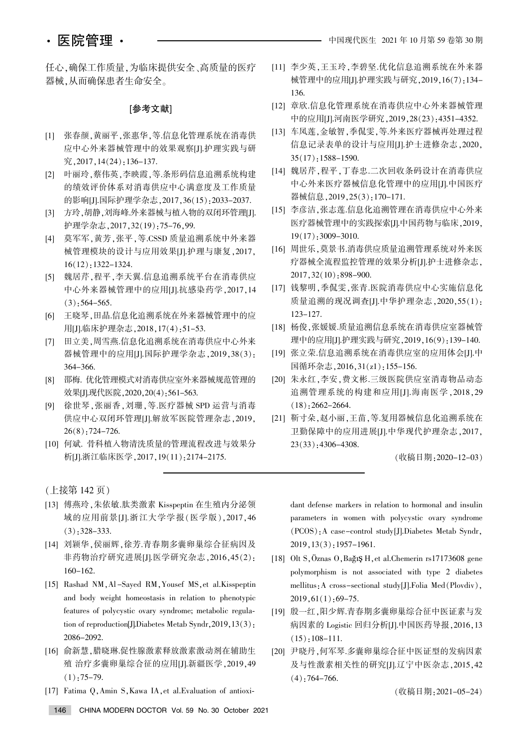任心，确保工作质量，为临床提供安全、高质量的医疗器械，从而确保患者生命安全。

### [参考文献]

[1] 张春颜，黄丽平，张惠华，等.信息化管理系统在消毒供应中心外来器械管理中的效果观察[J].护理实践与研究，2017，14(24)：136–137.

[2] 叶丽玲，蔡伟英，李映霞，等.条形码信息追溯系统构建的绩效评价体系对消毒供应中心满意度及工作质量的影响[J].国际护理学杂志，2017，36(15)：2033–2037.

[3] 方玲，胡静，刘海峰.外来器械与植入物的双闭环管理[J].护理学杂志，2017，32(19)：75–76，99.

[4] 莫军军，黄芳，张平，等.CSSD 质量追溯系统中外来器械管理模块的设计与应用效果[J].护理与康复，2017，16(12)：1322–1324.

[5] 魏居芹，程平，李天翼.信息追溯系统平台在消毒供应中心外来器械管理中的应用[J].抗感染药学，2017，14(3)：564–565.

[6] 王晓琴，田晶.信息化追溯系统在外来器械管理中的应用[J].临床护理杂志，2018，17(4)：51–53.

[7] 田立美，周雪燕.信息化追溯系统在消毒供应中心外来器械管理中的应用[J].国际护理学杂志，2019，38(3)：364–366.

[8] 邵梅. 优化管理模式对消毒供应室外来器械规范管理的效果[J].现代医院，2020，20(4)：561–563.

[9] 徐世琴，张丽香，刘珊，等.医疗器械 SPD 运营与消毒供应中心双闭环管理[J].解放军医院管理杂志，2019，26(8)：724–726.

[10] 何斌. 骨科植入物清洗质量的管理流程改进与效果分析[J].浙江临床医学，2017，19(11)：2174–2175.

[11] 李少英，王玉玲，李碧坚.优化信息追溯系统在外来器械管理中的应用[J].护理实践与研究，2019，16(7)：134–136.

[12] 章欣.信息化管理系统在消毒供应中心外来器械管理中的应用[J].河南医学研究，2019，28(23)：4351–4352.

[13] 车凤莲，金敏智，季侃雯，等.外来医疗器械再处理过程信息记录表单的设计与应用[J].护士进修杂志，2020，35(17)：1588–1590.

[14] 魏居芹，程平，丁春忠.二次回收条码设计在消毒供应中心外来医疗器械信息化管理中的应用[J].中国医疗器械信息，2019，25(3)：170–171.

[15] 李彦洁，张志莲.信息化追溯管理在消毒供应中心外来医疗器械管理中的实践探索[J].中国药物与临床，2019，19(17)：3009–3010.

[16] 周世乐，莫景书.消毒供应质量追溯管理系统对外来医疗器械全流程监控管理的效果分析[J].护士进修杂志，2017，32(10)：898–900.

[17] 钱黎明，季侃雯，张青.医院消毒供应中心实施信息化质量追溯的现况调查[J].中华护理杂志，2020，55(1)：123–127.

[18] 杨俊，张媛媛.质量追溯信息系统在消毒供应室器械管理中的应用[J].护理实践与研究，2019，16(9)：139–140.

[19] 张立荣.信息追溯系统在消毒供应室的应用体会[J].中国循环杂志，2016，31(z1)：155–156.

[20] 朱永红，李安，费文彬.三级医院供应室消毒物品动态追溯管理系统的构建和应用[J].海南医学，2018，29(18)：2662–2664.

[21] 靳寸朵，赵小丽，王苗，等.复用器械信息化追溯系统在卫勤保障中的应用进展[J].中华现代护理杂志，2017，23(33)：4306–4308.

（收稿日期：2020–12–03）

---

（上接第 142 页）

[13] 傅燕玲，朱依敏.肽类激素 Kisspeptin 在生殖内分泌领域的应用前景[J].浙江大学学报（医学版），2017，46(3)：328–333.

[14] 刘颖华，侯丽辉，徐芳.青春期多囊卵巢综合征病因及非药物治疗研究进展[J].医学研究杂志，2016，45(2)：160–162.

[15] Rashad NM，Al–Sayed RM，Yousef MS，et al.Kisspeptin and body weight homeostasis in relation to phenotypic features of polycystic ovary syndrome; metabolic regulation of reproduction[J].Diabetes Metab Syndr，2019，13(3)：2086–2092.

[16] 俞新慧，腊晓琳.促性腺激素释放激素激动剂在辅助生殖 治疗多囊卵巢综合征的应用[J].新疆医学，2019，49(1)：75–79.

[17] Fatima Q，Amin S，Kawa IA，et al.Evaluation of antioxidant defense markers in relation to hormonal and insulin parameters in women with polycystic ovary syndrome (PCOS)：A case–control study[J].Diabetes Metab Syndr，2019，13(3)：1957–1961.

[18] Olt S，Öznas O，Bağış H，et al.Chemerin rs17173608 gene polymorphism is not associated with type 2 diabetes mellitus：A cross–sectional study[J].Folia Med(Plovdiv)，2019，61(1)：69–75.

[19] 殷一红，阳少辉.青春期多囊卵巢综合征中医证素与发病因素的 Logistic 回归分析[J].中国医药导报，2016，13(15)：108–111.

[20] 尹晓丹，何军琴.多囊卵巢综合征中医证型的发病因素及与性激素相关性的研究[J].辽宁中医杂志，2015，42(4)：764–766.

（收稿日期：2021–05–24）